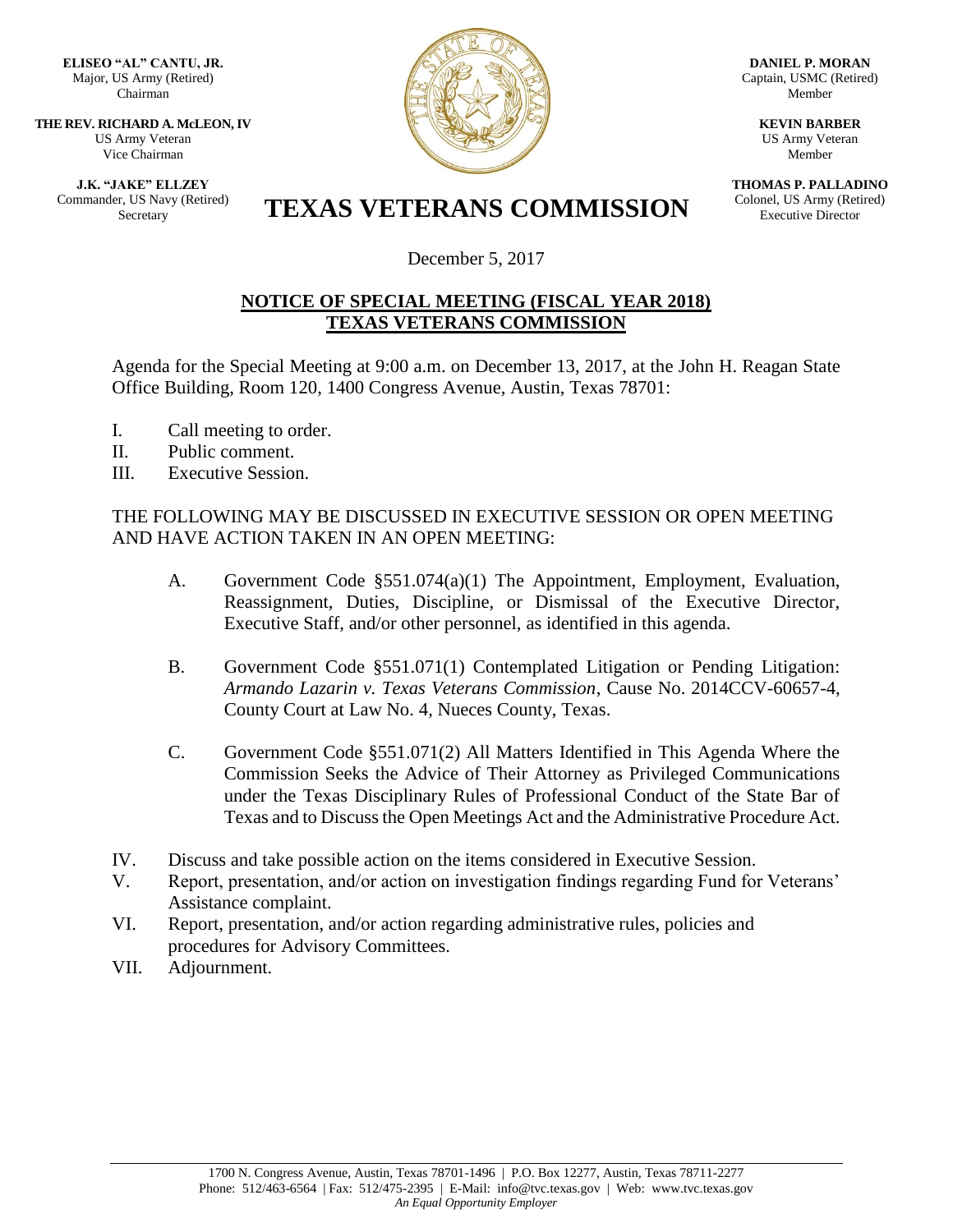**ELISEO "AL" CANTU, JR.**
Major, US Army (Retired)
Chairman

**THE REV. RICHARD A. McLEON, IV**
US Army Veteran
Vice Chairman

**J.K. "JAKE" ELLZEY**
Commander, US Navy (Retired)
Secretary

**DANIEL P. MORAN**
Captain, USMC (Retired)
Member

**KEVIN BARBER**
US Army Veteran
Member

**THOMAS P. PALLADINO**
Colonel, US Army (Retired)
Executive Director

# TEXAS VETERANS COMMISSION

December 5, 2017

## NOTICE OF SPECIAL MEETING (FISCAL YEAR 2018) TEXAS VETERANS COMMISSION

Agenda for the Special Meeting at 9:00 a.m. on December 13, 2017, at the John H. Reagan State Office Building, Room 120, 1400 Congress Avenue, Austin, Texas 78701:

I. Call meeting to order.
II. Public comment.
III. Executive Session.

THE FOLLOWING MAY BE DISCUSSED IN EXECUTIVE SESSION OR OPEN MEETING AND HAVE ACTION TAKEN IN AN OPEN MEETING:

A. Government Code §551.074(a)(1) The Appointment, Employment, Evaluation, Reassignment, Duties, Discipline, or Dismissal of the Executive Director, Executive Staff, and/or other personnel, as identified in this agenda.

B. Government Code §551.071(1) Contemplated Litigation or Pending Litigation: *Armando Lazarin v. Texas Veterans Commission*, Cause No. 2014CCV-60657-4, County Court at Law No. 4, Nueces County, Texas.

C. Government Code §551.071(2) All Matters Identified in This Agenda Where the Commission Seeks the Advice of Their Attorney as Privileged Communications under the Texas Disciplinary Rules of Professional Conduct of the State Bar of Texas and to Discuss the Open Meetings Act and the Administrative Procedure Act.

IV. Discuss and take possible action on the items considered in Executive Session.
V. Report, presentation, and/or action on investigation findings regarding Fund for Veterans' Assistance complaint.
VI. Report, presentation, and/or action regarding administrative rules, policies and procedures for Advisory Committees.
VII. Adjournment.

1700 N. Congress Avenue, Austin, Texas 78701-1496 | P.O. Box 12277, Austin, Texas 78711-2277
Phone: 512/463-6564 | Fax: 512/475-2395 | E-Mail: info@tvc.texas.gov | Web: www.tvc.texas.gov
*An Equal Opportunity Employer*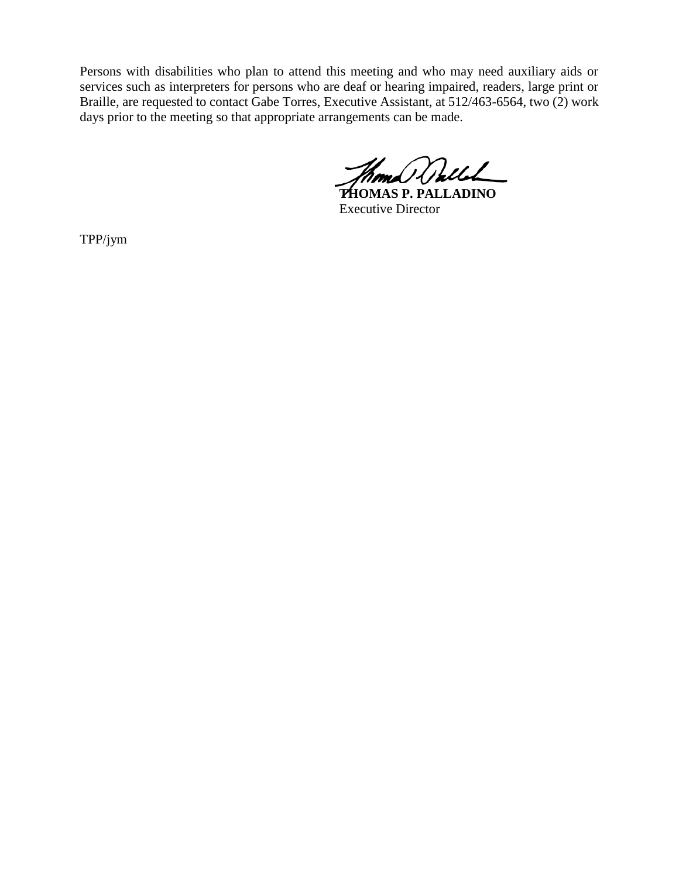Persons with disabilities who plan to attend this meeting and who may need auxiliary aids or services such as interpreters for persons who are deaf or hearing impaired, readers, large print or Braille, are requested to contact Gabe Torres, Executive Assistant, at 512/463-6564, two (2) work days prior to the meeting so that appropriate arrangements can be made.

**THOMAS P. PALLADINO**
Executive Director

TPP/jym